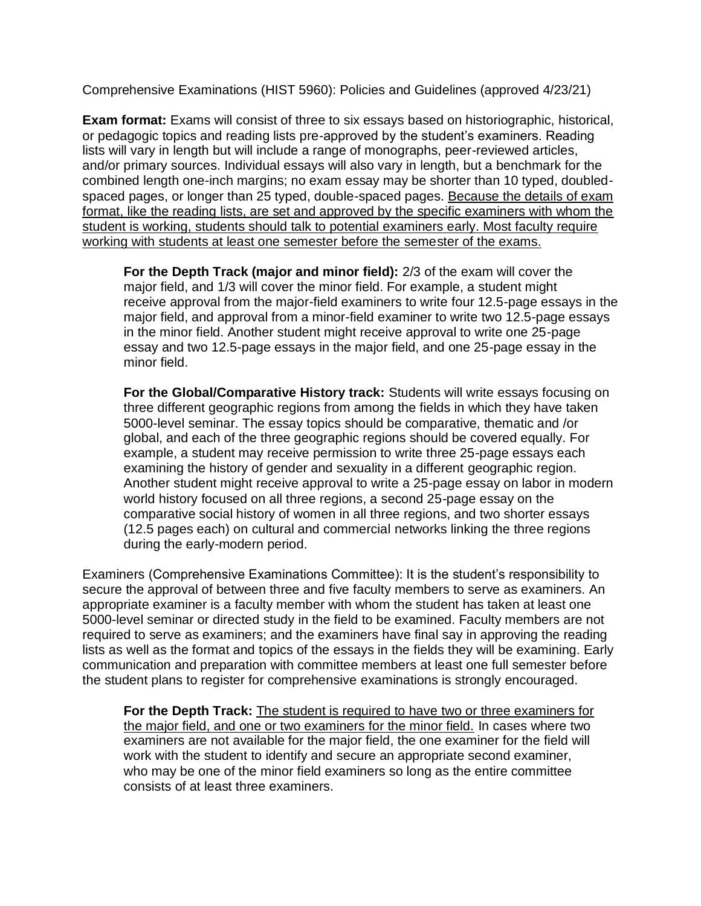Comprehensive Examinations (HIST 5960): Policies and Guidelines (approved 4/23/21)

**Exam format:** Exams will consist of three to six essays based on historiographic, historical, or pedagogic topics and reading lists pre-approved by the student's examiners. Reading lists will vary in length but will include a range of monographs, peer-reviewed articles, and/or primary sources. Individual essays will also vary in length, but a benchmark for the combined length one-inch margins; no exam essay may be shorter than 10 typed, doubled-spaced pages, or longer than 25 typed, double-spaced pages. <u>Because the details of exam format, like the reading lists, are set and approved by the specific examiners with whom the student is working, students should talk to potential examiners early. Most faculty require working with students at least one semester before the semester of the exams.</u>

> **For the Depth Track (major and minor field):** 2/3 of the exam will cover the major field, and 1/3 will cover the minor field. For example, a student might receive approval from the major-field examiners to write four 12.5-page essays in the major field, and approval from a minor-field examiner to write two 12.5-page essays in the minor field. Another student might receive approval to write one 25-page essay and two 12.5-page essays in the major field, and one 25-page essay in the minor field.
>
> **For the Global/Comparative History track:** Students will write essays focusing on three different geographic regions from among the fields in which they have taken 5000-level seminar. The essay topics should be comparative, thematic and /or global, and each of the three geographic regions should be covered equally. For example, a student may receive permission to write three 25-page essays each examining the history of gender and sexuality in a different geographic region. Another student might receive approval to write a 25-page essay on labor in modern world history focused on all three regions, a second 25-page essay on the comparative social history of women in all three regions, and two shorter essays (12.5 pages each) on cultural and commercial networks linking the three regions during the early-modern period.

Examiners (Comprehensive Examinations Committee): It is the student's responsibility to secure the approval of between three and five faculty members to serve as examiners. An appropriate examiner is a faculty member with whom the student has taken at least one 5000-level seminar or directed study in the field to be examined. Faculty members are not required to serve as examiners; and the examiners have final say in approving the reading lists as well as the format and topics of the essays in the fields they will be examining. Early communication and preparation with committee members at least one full semester before the student plans to register for comprehensive examinations is strongly encouraged.

> **For the Depth Track:** <u>The student is required to have two or three examiners for the major field, and one or two examiners for the minor field.</u> In cases where two examiners are not available for the major field, the one examiner for the field will work with the student to identify and secure an appropriate second examiner, who may be one of the minor field examiners so long as the entire committee consists of at least three examiners.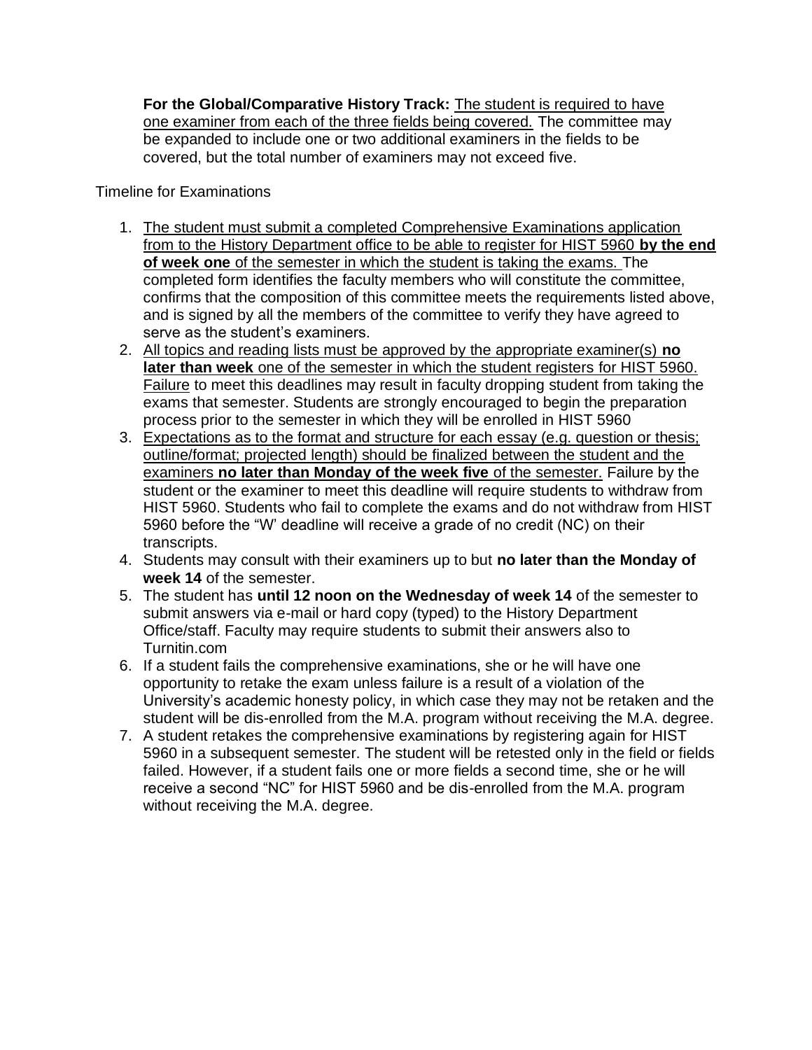**For the Global/Comparative History Track:** The student is required to have one examiner from each of the three fields being covered. The committee may be expanded to include one or two additional examiners in the fields to be covered, but the total number of examiners may not exceed five.

Timeline for Examinations

1. The student must submit a completed Comprehensive Examinations application from to the History Department office to be able to register for HIST 5960 **by the end of week one** of the semester in which the student is taking the exams. The completed form identifies the faculty members who will constitute the committee, confirms that the composition of this committee meets the requirements listed above, and is signed by all the members of the committee to verify they have agreed to serve as the student's examiners.
2. All topics and reading lists must be approved by the appropriate examiner(s) **no later than week** one of the semester in which the student registers for HIST 5960. Failure to meet this deadlines may result in faculty dropping student from taking the exams that semester. Students are strongly encouraged to begin the preparation process prior to the semester in which they will be enrolled in HIST 5960
3. Expectations as to the format and structure for each essay (e.g. question or thesis; outline/format; projected length) should be finalized between the student and the examiners **no later than Monday of the week five** of the semester. Failure by the student or the examiner to meet this deadline will require students to withdraw from HIST 5960. Students who fail to complete the exams and do not withdraw from HIST 5960 before the "W' deadline will receive a grade of no credit (NC) on their transcripts.
4. Students may consult with their examiners up to but **no later than the Monday of week 14** of the semester.
5. The student has **until 12 noon on the Wednesday of week 14** of the semester to submit answers via e-mail or hard copy (typed) to the History Department Office/staff. Faculty may require students to submit their answers also to Turnitin.com
6. If a student fails the comprehensive examinations, she or he will have one opportunity to retake the exam unless failure is a result of a violation of the University's academic honesty policy, in which case they may not be retaken and the student will be dis-enrolled from the M.A. program without receiving the M.A. degree.
7. A student retakes the comprehensive examinations by registering again for HIST 5960 in a subsequent semester. The student will be retested only in the field or fields failed. However, if a student fails one or more fields a second time, she or he will receive a second "NC" for HIST 5960 and be dis-enrolled from the M.A. program without receiving the M.A. degree.